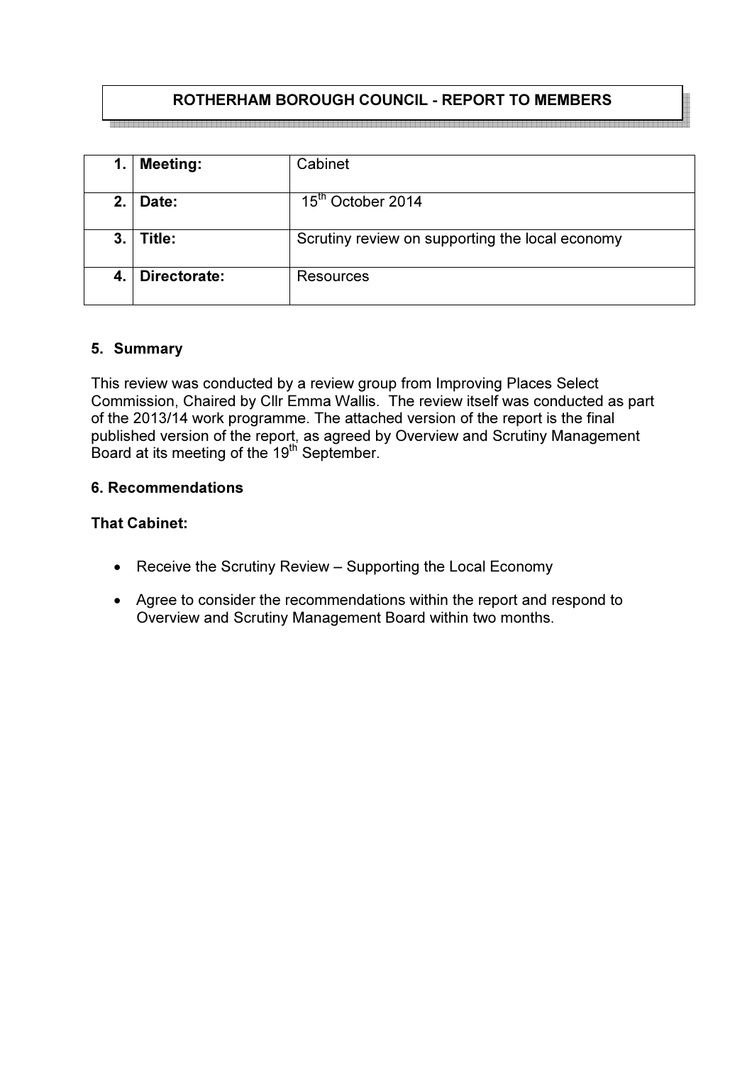# ROTHERHAM BOROUGH COUNCIL - REPORT TO MEMBERS

| | | |
|---|---|---|
| **1.** | **Meeting:** | Cabinet |
| **2.** | **Date:** | 15th October 2014 |
| **3.** | **Title:** | Scrutiny review on supporting the local economy |
| **4.** | **Directorate:** | Resources |

## 5. Summary

This review was conducted by a review group from Improving Places Select Commission, Chaired by Cllr Emma Wallis. The review itself was conducted as part of the 2013/14 work programme. The attached version of the report is the final published version of the report, as agreed by Overview and Scrutiny Management Board at its meeting of the 19th September.

## 6. Recommendations

**That Cabinet:**

- Receive the Scrutiny Review – Supporting the Local Economy
- Agree to consider the recommendations within the report and respond to Overview and Scrutiny Management Board within two months.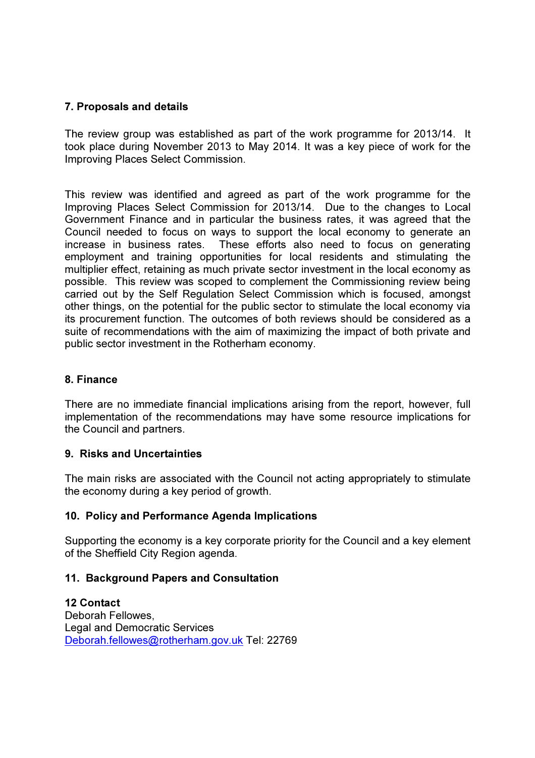## 7. Proposals and details

The review group was established as part of the work programme for 2013/14. It took place during November 2013 to May 2014. It was a key piece of work for the Improving Places Select Commission.

This review was identified and agreed as part of the work programme for the Improving Places Select Commission for 2013/14. Due to the changes to Local Government Finance and in particular the business rates, it was agreed that the Council needed to focus on ways to support the local economy to generate an increase in business rates. These efforts also need to focus on generating employment and training opportunities for local residents and stimulating the multiplier effect, retaining as much private sector investment in the local economy as possible. This review was scoped to complement the Commissioning review being carried out by the Self Regulation Select Commission which is focused, amongst other things, on the potential for the public sector to stimulate the local economy via its procurement function. The outcomes of both reviews should be considered as a suite of recommendations with the aim of maximizing the impact of both private and public sector investment in the Rotherham economy.

## 8. Finance

There are no immediate financial implications arising from the report, however, full implementation of the recommendations may have some resource implications for the Council and partners.

## 9. Risks and Uncertainties

The main risks are associated with the Council not acting appropriately to stimulate the economy during a key period of growth.

## 10. Policy and Performance Agenda Implications

Supporting the economy is a key corporate priority for the Council and a key element of the Sheffield City Region agenda.

## 11. Background Papers and Consultation

## 12 Contact

Deborah Fellowes,
Legal and Democratic Services
Deborah.fellowes@rotherham.gov.uk Tel: 22769